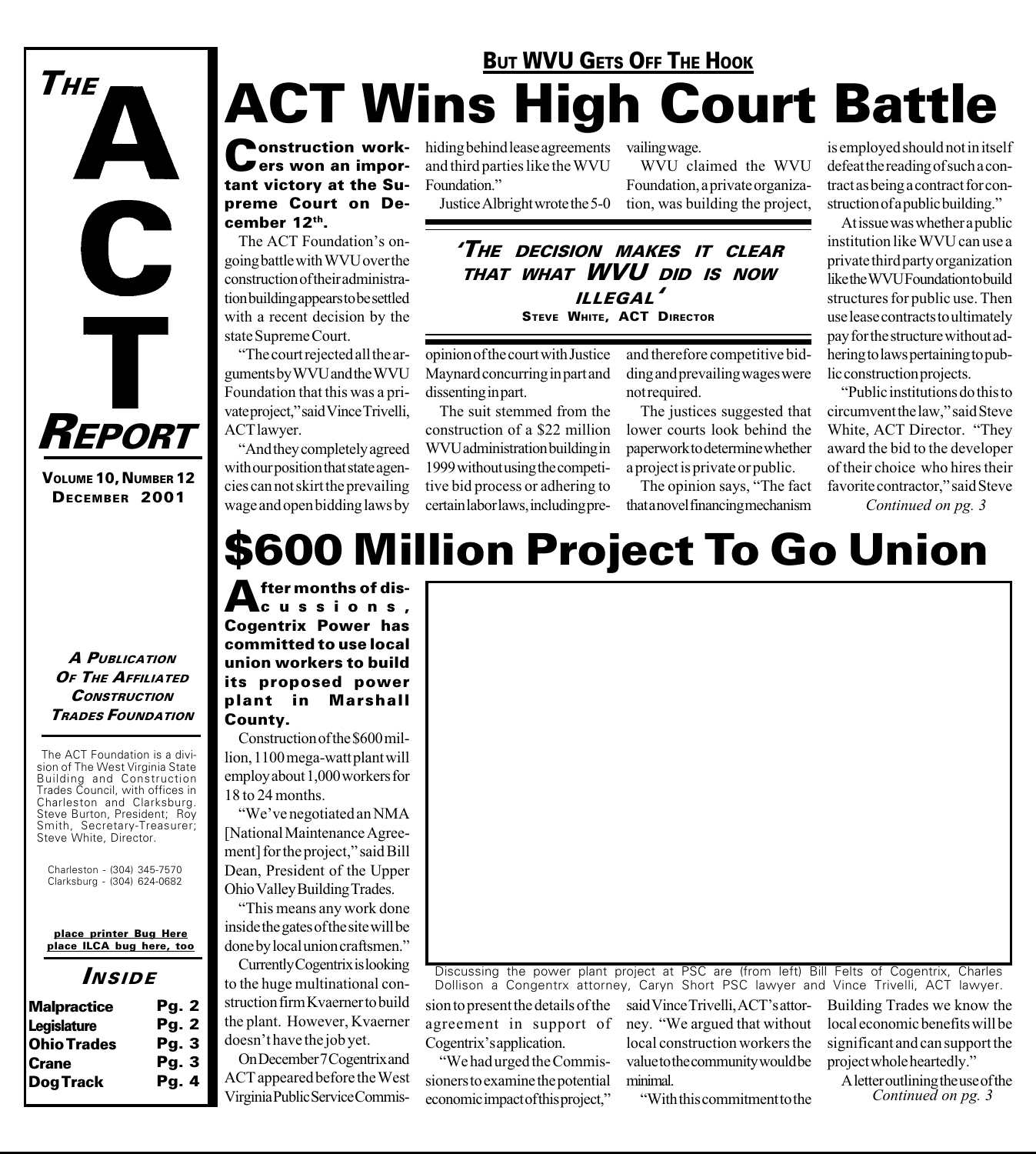# THE ACT REPORT

**VOLUME 10, NUMBER 12**
**DECEMBER 2001**

**BUT WVU GETS OFF THE HOOK**

# ACT Wins High Court Battle

**Construction workers won an important victory at the Supreme Court on December 12th.**

The ACT Foundation's ongoing battle with WVU over the construction of their administration building appears to be settled with a recent decision by the state Supreme Court.

"The court rejected all the arguments by WVU and the WVU Foundation that this was a private project," said Vince Trivelli, ACT lawyer.

"And they completely agreed with our position that state agencies can not skirt the prevailing wage and open bidding laws by hiding behind lease agreements and third parties like the WVU Foundation."

Justice Albright wrote the 5-0 opinion of the court with Justice Maynard concurring in part and dissenting in part.

The suit stemmed from the construction of a $22 million WVU administration building in 1999 without using the competitive bid process or adhering to certain labor laws, including prevailing wage.

WVU claimed the WVU Foundation, a private organization, was building the project, and therefore competitive bidding and prevailing wages were not required.

The justices suggested that lower courts look behind the paperwork to determine whether a project is private or public.

The opinion says, "The fact that a novel financing mechanism is employed should not in itself defeat the reading of such a contract as being a contract for construction of a public building."

At issue was whether a public institution like WVU can use a private third party organization like the WVU Foundation to build structures for public use. Then use lease contracts to ultimately pay for the structure without adhering to laws pertaining to public construction projects.

"Public institutions do this to circumvent the law," said Steve White, ACT Director. "They award the bid to the developer of their choice who hires their favorite contractor," said Steve

*Continued on pg. 3*

> **'THE DECISION MAKES IT CLEAR THAT WHAT WVU DID IS NOW ILLEGAL'**
> STEVE WHITE, ACT DIRECTOR

# $600 Million Project To Go Union

**After months of discussions, Cogentrix Power has committed to use local union workers to build its proposed power plant in Marshall County.**

Construction of the $600 million, 1100 mega-watt plant will employ about 1,000 workers for 18 to 24 months.

"We've negotiated an NMA [National Maintenance Agreement] for the project," said Bill Dean, President of the Upper Ohio Valley Building Trades.

"This means any work done inside the gates of the site will be done by local union craftsmen."

Currently Cogentrix is looking to the huge multinational construction firm Kvaerner to build the plant. However, Kvaerner doesn't have the job yet.

On December 7 Cogentrix and ACT appeared before the West Virginia Public Service Commission to present the details of the agreement in support of Cogentrix's application.

"We had urged the Commissioners to examine the potential economic impact of this project," said Vince Trivelli, ACT's attorney. "We argued that without local construction workers the value to the community would be minimal.

"With this commitment to the Building Trades we know the local economic benefits will be significant and can support the project whole heartedly."

A letter outlining the use of the

*Continued on pg. 3*

Discussing the power plant project at PSC are (from left) Bill Felts of Cogentrix, Charles Dollison a Congentrx attorney, Caryn Short PSC lawyer and Vince Trivelli, ACT lawyer.

---

**A PUBLICATION OF THE AFFILIATED CONSTRUCTION TRADES FOUNDATION**

The ACT Foundation is a division of The West Virginia State Building and Construction Trades Council, with offices in Charleston and Clarksburg. Steve Burton, President; Roy Smith, Secretary-Treasurer; Steve White, Director.

Charleston - (304) 345-7570
Clarksburg - (304) 624-0682

place printer Bug Here
place ILCA bug here, too

## INSIDE

| | |
|---|---|
| Malpractice | Pg. 2 |
| Legislature | Pg. 2 |
| Ohio Trades | Pg. 3 |
| Crane | Pg. 3 |
| Dog Track | Pg. 4 |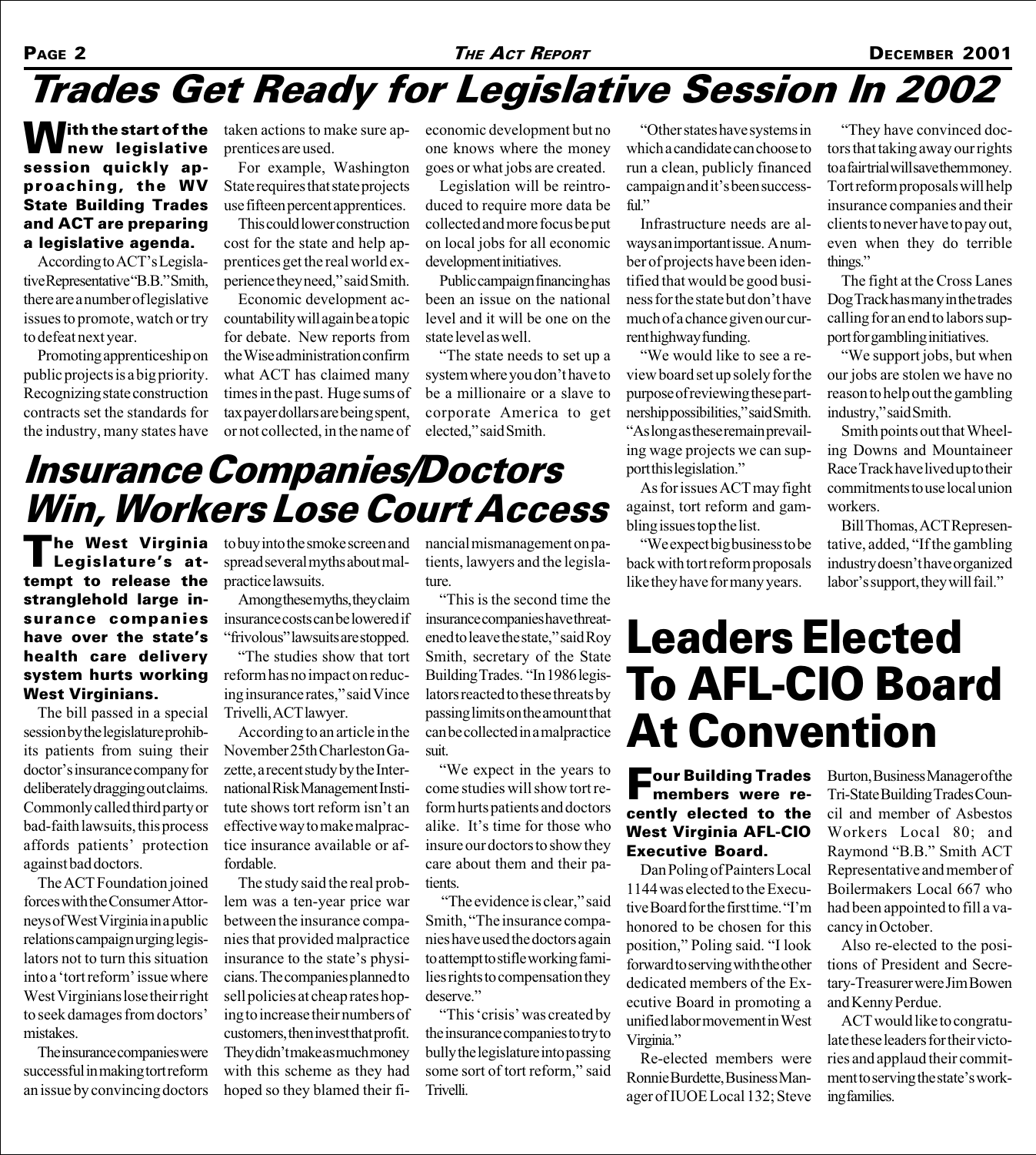# Trades Get Ready for Legislative Session In 2002

**With the start of the new legislative session quickly approaching, the WV State Building Trades and ACT are preparing a legislative agenda.**

According to ACT's Legislative Representative "B.B." Smith, there are a number of legislative issues to promote, watch or try to defeat next year.

Promoting apprenticeship on public projects is a big priority. Recognizing state construction contracts set the standards for the industry, many states have taken actions to make sure apprentices are used.

For example, Washington State requires that state projects use fifteen percent apprentices.

This could lower construction cost for the state and help apprentices get the real world experience they need," said Smith.

Economic development accountability will again be a topic for debate. New reports from the Wise administration confirm what ACT has claimed many times in the past. Huge sums of taxpayer dollars are being spent, or not collected, in the name of economic development but no one knows where the money goes or what jobs are created.

Legislation will be reintroduced to require more data be collected and more focus be put on local jobs for all economic development initiatives.

Public campaign financing has been an issue on the national level and it will be one on the state level as well.

"The state needs to set up a system where you don't have to be a millionaire or a slave to corporate America to get elected," said Smith.

"Other states have systems in which a candidate can choose to run a clean, publicly financed campaign and it's been successful."

Infrastructure needs are always an important issue. A number of projects have been identified that would be good business for the state but don't have much of a chance given our current highway funding.

"We would like to see a review board set up solely for the purpose of reviewing these partnership possibilities," said Smith. "As long as these remain prevailing wage projects we can support this legislation."

As for issues ACT may fight against, tort reform and gambling issues top the list.

"We expect big business to be back with tort reform proposals like they have for many years.

"They have convinced doctors that taking away our rights to a fair trial will save them money. Tort reform proposals will help insurance companies and their clients to never have to pay out, even when they do terrible things."

The fight at the Cross Lanes Dog Track has many in the trades calling for an end to labors support for gambling initiatives.

"We support jobs, but when our jobs are stolen we have no reason to help out the gambling industry," said Smith.

Smith points out that Wheeling Downs and Mountaineer Race Track have lived up to their commitments to use local union workers.

Bill Thomas, ACT Representative, added, "If the gambling industry doesn't have organized labor's support, they will fail."

# Insurance Companies/Doctors Win, Workers Lose Court Access

**The West Virginia Legislature's attempt to release the stranglehold large insurance companies have over the state's health care delivery system hurts working West Virginians.**

The bill passed in a special session by the legislature prohibits patients from suing their doctor's insurance company for deliberately dragging out claims. Commonly called third party or bad-faith lawsuits, this process affords patients' protection against bad doctors.

The ACT Foundation joined forces with the Consumer Attorneys of West Virginia in a public relations campaign urging legislators not to turn this situation into a 'tort reform' issue where West Virginians lose their right to seek damages from doctors' mistakes.

The insurance companies were successful in making tort reform an issue by convincing doctors to buy into the smoke screen and spread several myths about malpractice lawsuits.

Among these myths, they claim insurance costs can be lowered if "frivolous" lawsuits are stopped.

"The studies show that tort reform has no impact on reducing insurance rates," said Vince Trivelli, ACT lawyer.

According to an article in the November 25th Charleston Gazette, a recent study by the International Risk Management Institute shows tort reform isn't an effective way to make malpractice insurance available or affordable.

The study said the real problem was a ten-year price war between the insurance companies that provided malpractice insurance to the state's physicians. The companies planned to sell policies at cheap rates hoping to increase their numbers of customers, then invest that profit. They didn't make as much money with this scheme as they had hoped so they blamed their financial mismanagement on patients, lawyers and the legislature.

"This is the second time the insurance companies have threatened to leave the state," said Roy Smith, secretary of the State Building Trades. "In 1986 legislators reacted to these threats by passing limits on the amount that can be collected in a malpractice suit.

"We expect in the years to come studies will show tort reform hurts patients and doctors alike. It's time for those who insure our doctors to show they care about them and their patients.

"The evidence is clear," said Smith, "The insurance companies have used the doctors again to attempt to stifle working families rights to compensation they deserve."

"This 'crisis' was created by the insurance companies to try to bully the legislature into passing some sort of tort reform," said Trivelli.

# Leaders Elected To AFL-CIO Board At Convention

**Four Building Trades members were recently elected to the West Virginia AFL-CIO Executive Board.**

Dan Poling of Painters Local 1144 was elected to the Executive Board for the first time. "I'm honored to be chosen for this position," Poling said. "I look forward to serving with the other dedicated members of the Executive Board in promoting a unified labor movement in West Virginia."

Re-elected members were Ronnie Burdette, Business Manager of IUOE Local 132; Steve Burton, Business Manager of the Tri-State Building Trades Council and member of Asbestos Workers Local 80; and Raymond "B.B." Smith ACT Representative and member of Boilermakers Local 667 who had been appointed to fill a vacancy in October.

Also re-elected to the positions of President and Secretary-Treasurer were Jim Bowen and Kenny Perdue.

ACT would like to congratulate these leaders for their victories and applaud their commitment to serving the state's working families.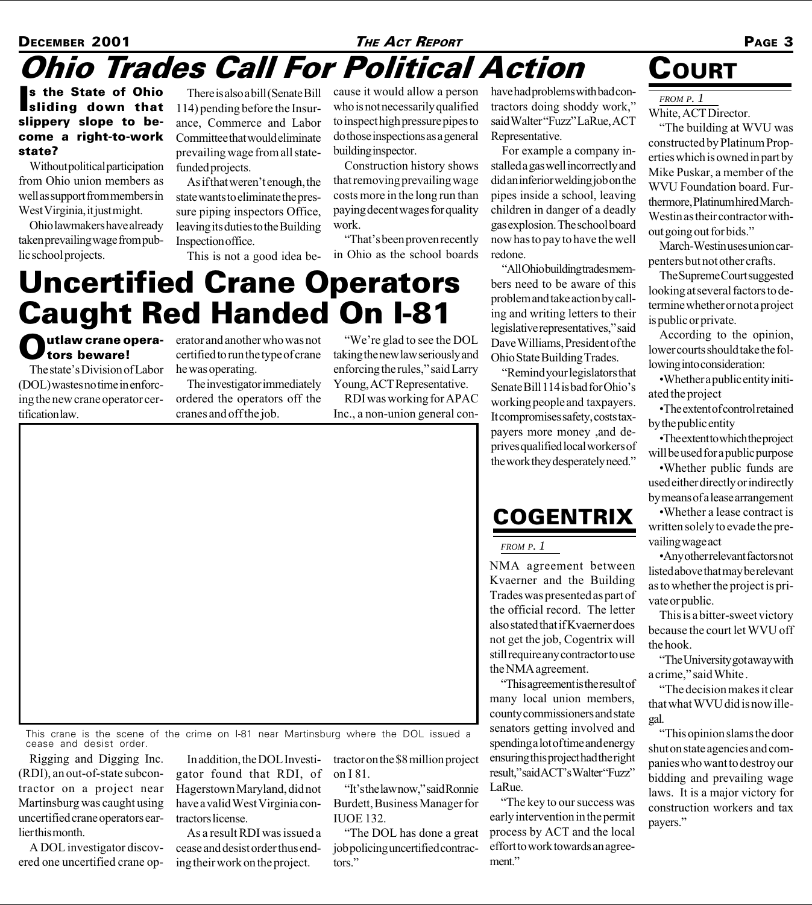# Ohio Trades Call For Political Action

**Is the State of Ohio sliding down that slippery slope to become a right-to-work state?**

Without political participation from Ohio union members as well as support from members in West Virginia, it just might.

Ohio lawmakers have already taken prevailing wage from public school projects.

There is also a bill (Senate Bill 114) pending before the Insurance, Commerce and Labor Committee that would eliminate prevailing wage from all state-funded projects.

As if that weren't enough, the state wants to eliminate the pressure piping inspectors Office, leaving its duties to the Building Inspection office.

This is not a good idea because it would allow a person who is not necessarily qualified to inspect high pressure pipes to do those inspections as a general building inspector.

Construction history shows that removing prevailing wage costs more in the long run than paying decent wages for quality work.

"That's been proven recently in Ohio as the school boards have had problems with bad contractors doing shoddy work," said Walter "Fuzz" LaRue, ACT Representative.

For example a company installed a gas well incorrectly and did an inferior welding job on the pipes inside a school, leaving children in danger of a deadly gas explosion. The school board now has to pay to have the well redone.

"All Ohio building trades members need to be aware of this problem and take action by calling and writing letters to their legislative representatives," said Dave Williams, President of the Ohio State Building Trades.

"Remind your legislators that Senate Bill 114 is bad for Ohio's working people and taxpayers. It compromises safety, costs taxpayers more money ,and deprives qualified local workers of the work they desperately need."

# Uncertified Crane Operators Caught Red Handed On I-81

**Outlaw crane operators beware!**

The state's Division of Labor (DOL) wastes no time in enforcing the new crane operator certification law.

Rigging and Digging Inc. (RDI), an out-of-state subcontractor on a project near Martinsburg was caught using uncertified crane operators earlier this month.

A DOL investigator discovered one uncertified crane operator and another who was not certified to run the type of crane he was operating.

The investigator immediately ordered the operators off the cranes and off the job.

In addition, the DOL Investigator found that RDI, of Hagerstown Maryland, did not have a valid West Virginia contractors license.

As a result RDI was issued a cease and desist order thus ending their work on the project.

"We're glad to see the DOL taking the new law seriously and enforcing the rules," said Larry Young, ACT Representative.

RDI was working for APAC Inc., a non-union general contractor on the $8 million project on I 81.

"It's the law now," said Ronnie Burdett, Business Manager for IUOE 132.

"The DOL has done a great job policing uncertified contractors."

This crane is the scene of the crime on I-81 near Martinsburg where the DOL issued a cease and desist order.

## COGENTRIX

*FROM P. 1*

NMA agreement between Kvaerner and the Building Trades was presented as part of the official record. The letter also stated that if Kvaerner does not get the job, Cogentrix will still require any contractor to use the NMA agreement.

"This agreement is the result of many local union members, county commissioners and state senators getting involved and spending a lot of time and energy ensuring this project had the right result," said ACT's Walter "Fuzz" LaRue.

"The key to our success was early intervention in the permit process by ACT and the local effort to work towards an agreement."

## COURT

*FROM P. 1*

White, ACT Director.

"The building at WVU was constructed by Platinum Properties which is owned in part by Mike Puskar, a member of the WVU Foundation board. Furthermore, Platinum hired March-Westin as their contractor without going out for bids."

March-Westin uses union carpenters but not other crafts.

The Supreme Court suggested looking at several factors to determine whether or not a project is public or private.

According to the opinion, lower courts should take the following into consideration:

- Whether a public entity initiated the project
- The extent of control retained by the public entity
- The extent to which the project will be used for a public purpose
- Whether public funds are used either directly or indirectly by means of a lease arrangement
- Whether a lease contract is written solely to evade the prevailing wage act
- Any other relevant factors not listed above that may be relevant as to whether the project is private or public.

This is a bitter-sweet victory because the court let WVU off the hook.

"The University got away with a crime," said White .

"The decision makes it clear that what WVU did is now illegal.

"This opinion slams the door shut on state agencies and companies who want to destroy our bidding and prevailing wage laws. It is a major victory for construction workers and tax payers."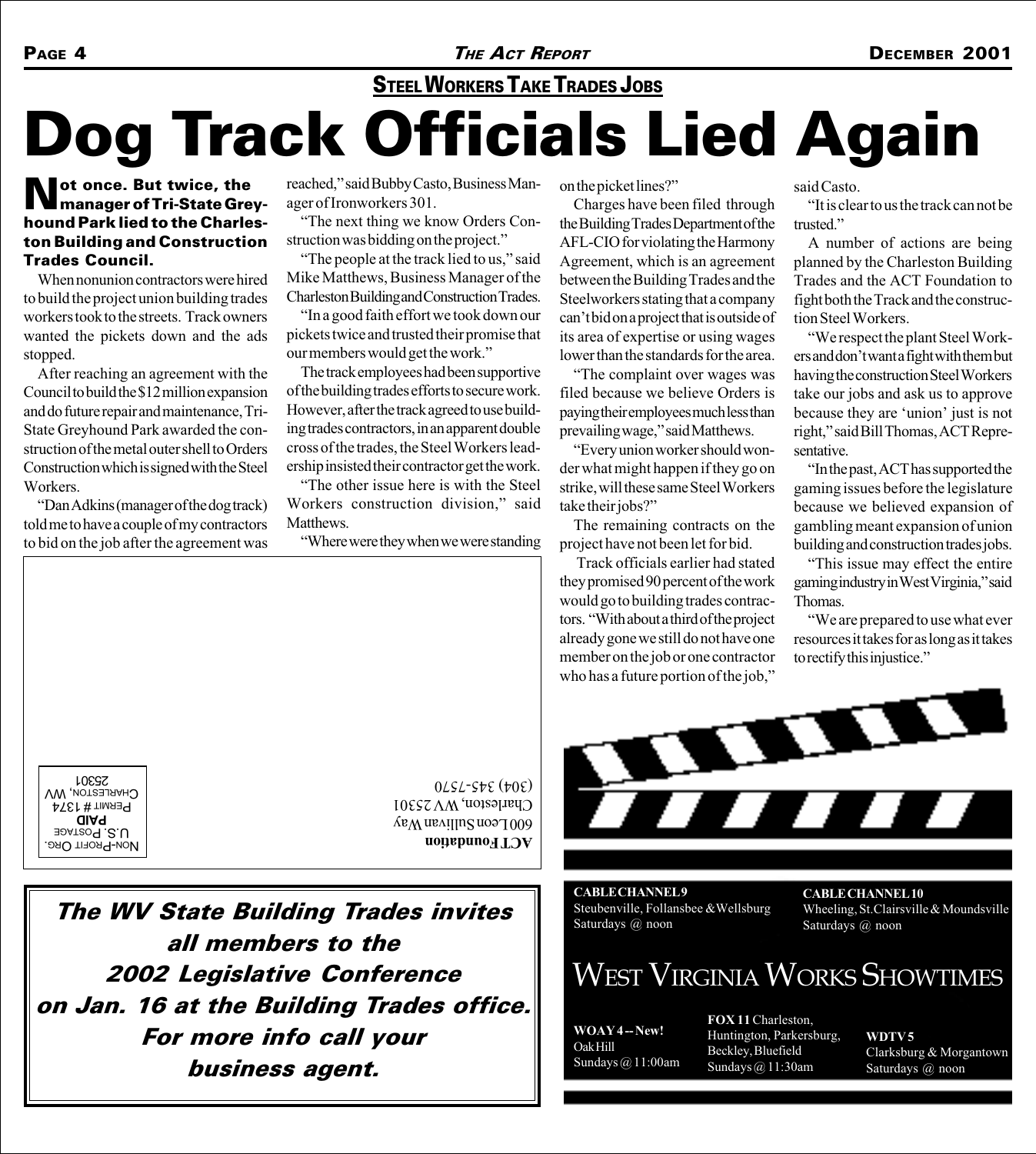## STEEL WORKERS TAKE TRADES JOBS

# Dog Track Officials Lied Again

**Not once. But twice, the manager of Tri-State Greyhound Park lied to the Charleston Building and Construction Trades Council.**

When nonunion contractors were hired to build the project union building trades workers took to the streets. Track owners wanted the pickets down and the ads stopped.

After reaching an agreement with the Council to build the $12 million expansion and do future repair and maintenance, Tri-State Greyhound Park awarded the construction of the metal outer shell to Orders Construction which is signed with the Steel Workers.

"Dan Adkins (manager of the dog track) told me to have a couple of my contractors to bid on the job after the agreement was reached," said Bubby Casto, Business Manager of Ironworkers 301.

"The next thing we know Orders Construction was bidding on the project."

"The people at the track lied to us," said Mike Matthews, Business Manager of the Charleston Building and Construction Trades.

"In a good faith effort we took down our pickets twice and trusted their promise that our members would get the work."

The track employees had been supportive of the building trades efforts to secure work. However, after the track agreed to use building trades contractors, in an apparent double cross of the trades, the Steel Workers leadership insisted their contractor get the work.

"The other issue here is with the Steel Workers construction division," said Matthews.

"Where were they when we were standing on the picket lines?"

Charges have been filed through the Building Trades Department of the AFL-CIO for violating the Harmony Agreement, which is an agreement between the Building Trades and the Steelworkers stating that a company can't bid on a project that is outside of its area of expertise or using wages lower than the standards for the area.

"The complaint over wages was filed because we believe Orders is paying their employees much less than prevailing wage," said Matthews.

"Every union worker should wonder what might happen if they go on strike, will these same Steel Workers take their jobs?"

The remaining contracts on the project have not been let for bid.

Track officials earlier had stated they promised 90 percent of the work would go to building trades contractors. "With about a third of the project already gone we still do not have one member on the job or one contractor who has a future portion of the job," said Casto.

"It is clear to us the track can not be trusted."

A number of actions are being planned by the Charleston Building Trades and the ACT Foundation to fight both the Track and the construction Steel Workers.

"We respect the plant Steel Workers and don't want a fight with them but having the construction Steel Workers take our jobs and ask us to approve because they are 'union' just is not right," said Bill Thomas, ACT Representative.

"In the past, ACT has supported the gaming issues before the legislature because we believed expansion of gambling meant expansion of union building and construction trades jobs.

"This issue may effect the entire gaming industry in West Virginia," said Thomas.

"We are prepared to use what ever resources it takes for as long as it takes to rectify this injustice."

**ACT Foundation**
600 Leon Sullivan Way
Charleston, WV 25301
(304) 345-7570

NON-PROFIT ORG.
U.S. POSTAGE
**PAID**
PERMIT # 1374
CHARLESTON, WV
25301

***The WV State Building Trades invites all members to the 2002 Legislative Conference on Jan. 16 at the Building Trades office. For more info call your business agent.***

## WEST VIRGINIA WORKS SHOWTIMES

**CABLE CHANNEL 9**
Steubenville, Follansbee & Wellsburg
Saturdays @ noon

**CABLE CHANNEL 10**
Wheeling, St.Clairsville & Moundsville
Saturdays @ noon

**WOAY 4 -- New!**
Oak Hill
Sundays @ 11:00am

**FOX 11** Charleston, Huntington, Parkersburg, Beckley, Bluefield
Sundays @ 11:30am

**WDTV 5**
Clarksburg & Morgantown
Saturdays @ noon